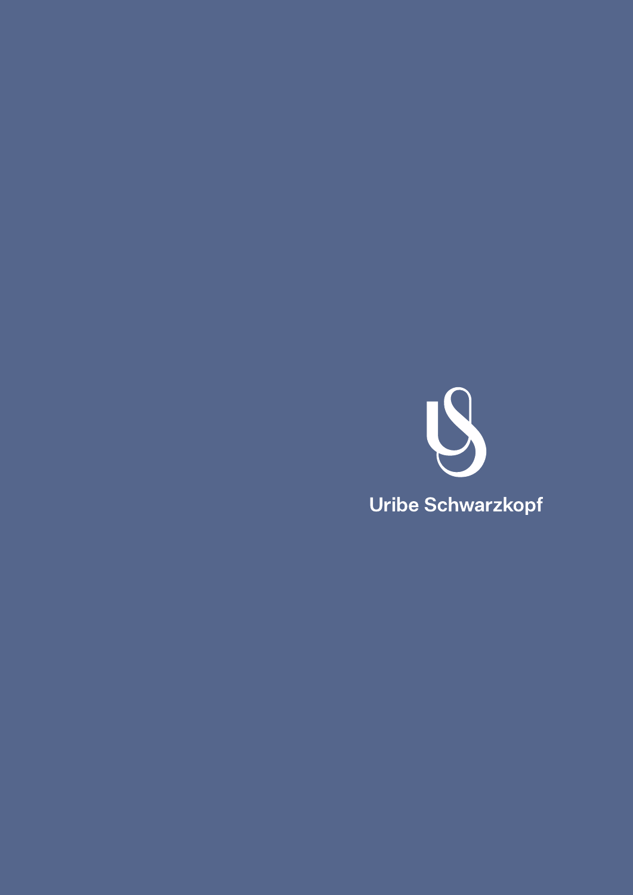Uribe Schwarzkopf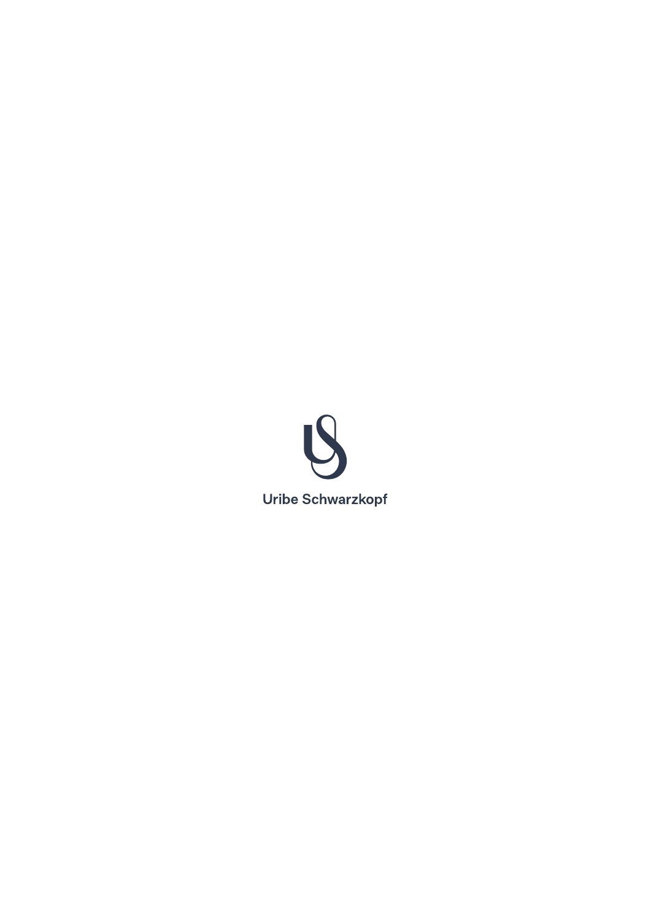Uribe Schwarzkopf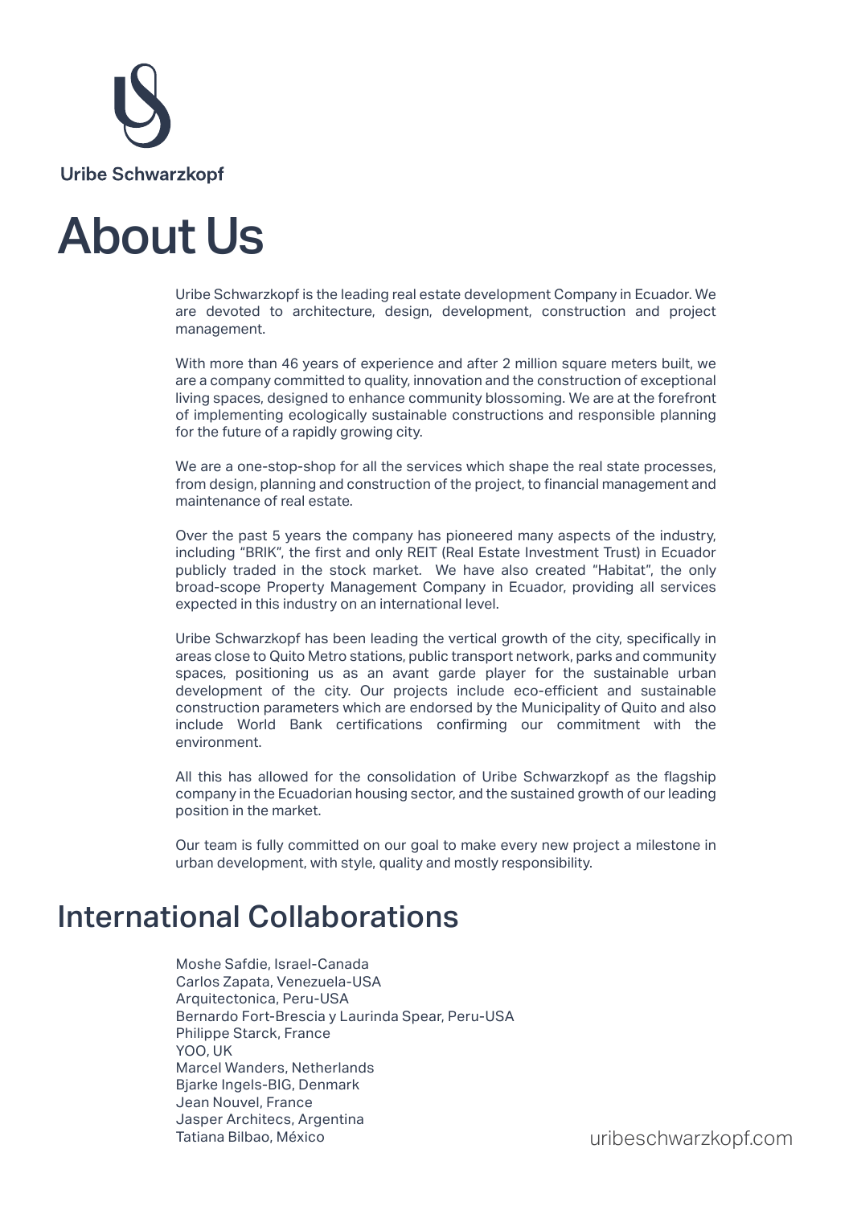Uribe Schwarzkopf

# About Us

Uribe Schwarzkopf is the leading real estate development Company in Ecuador. We are devoted to architecture, design, development, construction and project management.

With more than 46 years of experience and after 2 million square meters built, we are a company committed to quality, innovation and the construction of exceptional living spaces, designed to enhance community blossoming. We are at the forefront of implementing ecologically sustainable constructions and responsible planning for the future of a rapidly growing city.

We are a one-stop-shop for all the services which shape the real state processes, from design, planning and construction of the project, to financial management and maintenance of real estate.

Over the past 5 years the company has pioneered many aspects of the industry, including "BRIK", the first and only REIT (Real Estate Investment Trust) in Ecuador publicly traded in the stock market. We have also created "Habitat", the only broad-scope Property Management Company in Ecuador, providing all services expected in this industry on an international level.

Uribe Schwarzkopf has been leading the vertical growth of the city, specifically in areas close to Quito Metro stations, public transport network, parks and community spaces, positioning us as an avant garde player for the sustainable urban development of the city. Our projects include eco-efficient and sustainable construction parameters which are endorsed by the Municipality of Quito and also include World Bank certifications confirming our commitment with the environment.

All this has allowed for the consolidation of Uribe Schwarzkopf as the flagship company in the Ecuadorian housing sector, and the sustained growth of our leading position in the market.

Our team is fully committed on our goal to make every new project a milestone in urban development, with style, quality and mostly responsibility.

## International Collaborations

Moshe Safdie, Israel-Canada
Carlos Zapata, Venezuela-USA
Arquitectonica, Peru-USA
Bernardo Fort-Brescia y Laurinda Spear, Peru-USA
Philippe Starck, France
YOO, UK
Marcel Wanders, Netherlands
Bjarke Ingels-BIG, Denmark
Jean Nouvel, France
Jasper Architecs, Argentina
Tatiana Bilbao, México

uribeschwarzkopf.com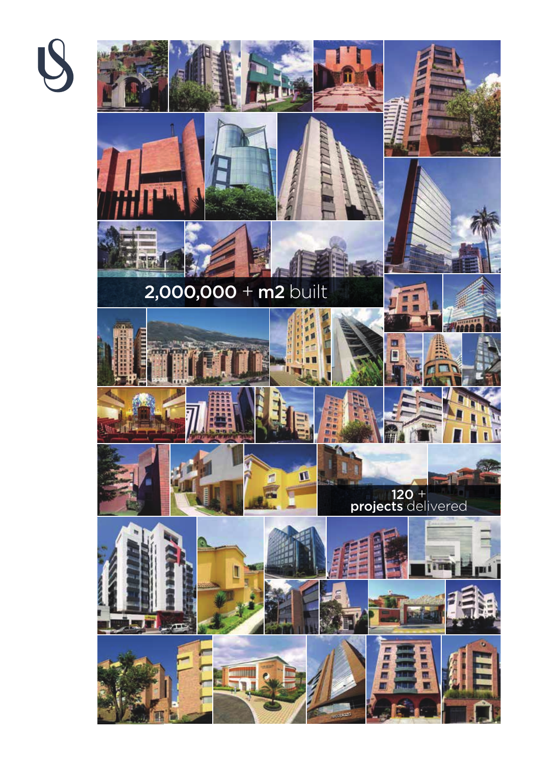2,000,000 + m2 built

120 + projects delivered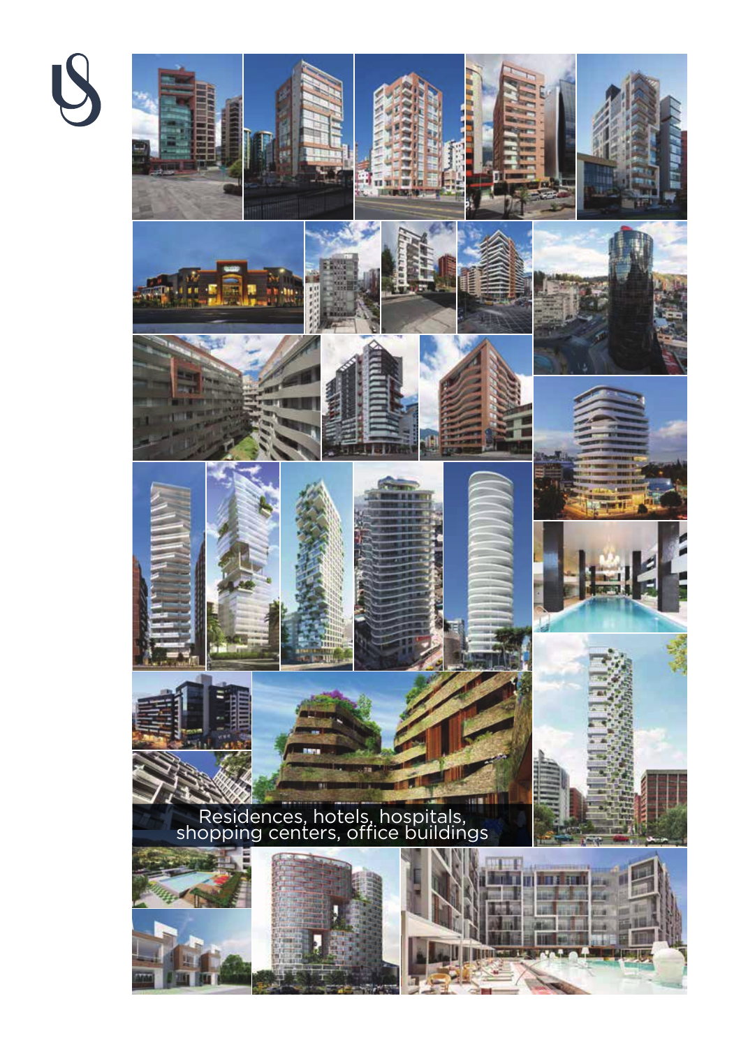Residences, hotels, hospitals, shopping centers, office buildings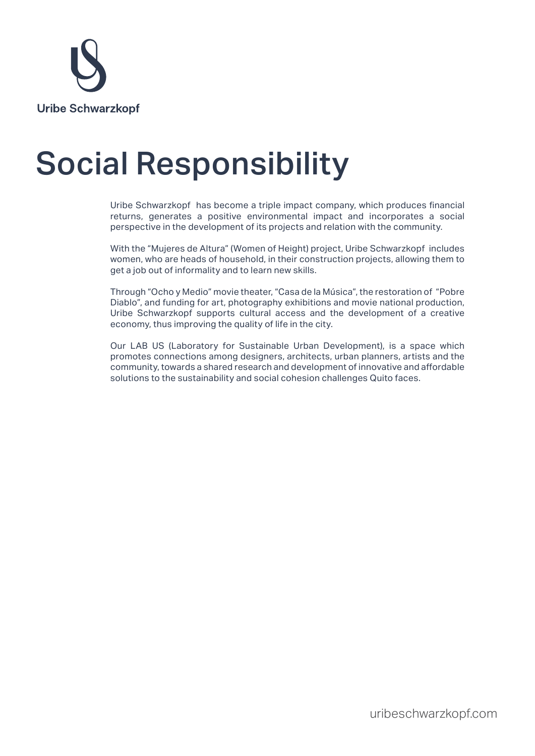Uribe Schwarzkopf

# Social Responsibility

Uribe Schwarzkopf  has become a triple impact company, which produces financial returns, generates a positive environmental impact and incorporates a social perspective in the development of its projects and relation with the community.

With the "Mujeres de Altura" (Women of Height) project, Uribe Schwarzkopf  includes women, who are heads of household, in their construction projects, allowing them to get a job out of informality and to learn new skills.

Through "Ocho y Medio" movie theater, "Casa de la Música", the restoration of  "Pobre Diablo", and funding for art, photography exhibitions and movie national production, Uribe Schwarzkopf supports cultural access and the development of a creative economy, thus improving the quality of life in the city.

Our LAB US (Laboratory for Sustainable Urban Development), is a space which promotes connections among designers, architects, urban planners, artists and the community, towards a shared research and development of innovative and affordable solutions to the sustainability and social cohesion challenges Quito faces.

uribeschwarzkopf.com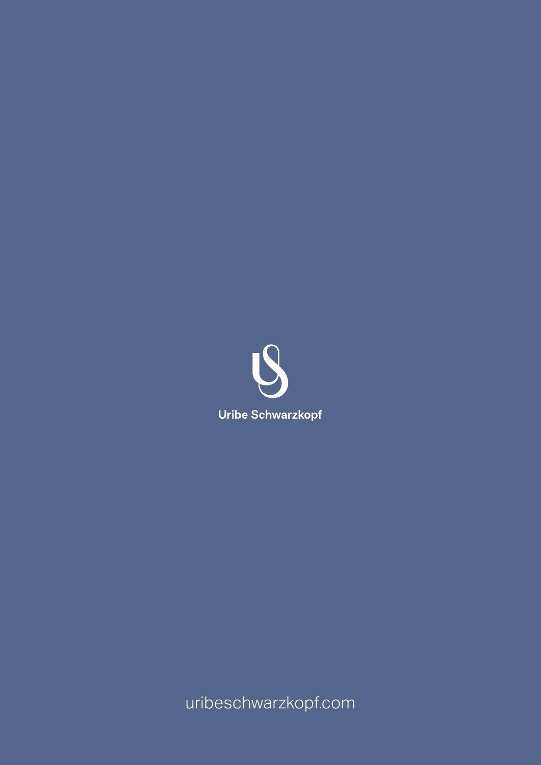Uribe Schwarzkopf

uribeschwarzkopf.com